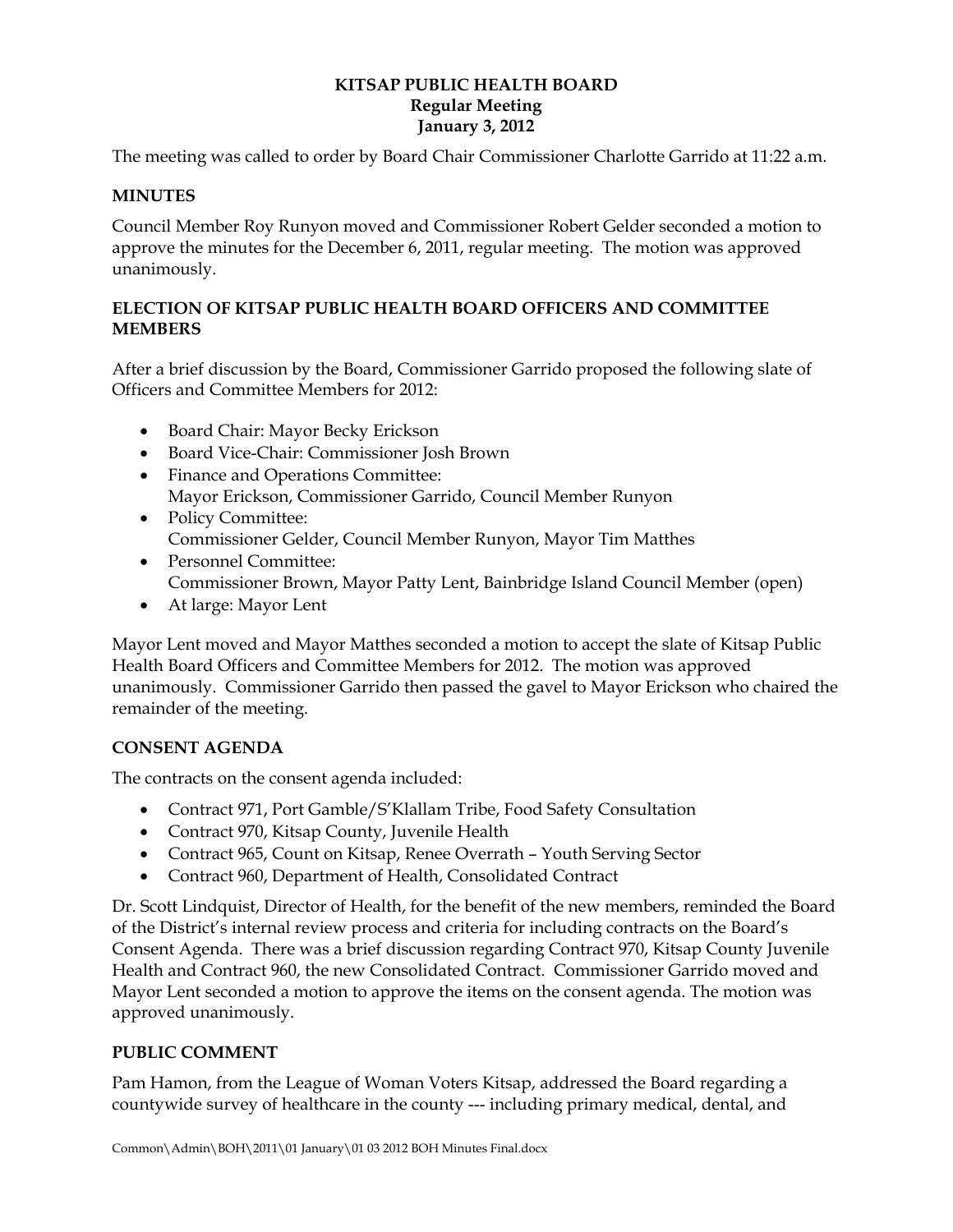**KITSAP PUBLIC HEALTH BOARD**
**Regular Meeting**
**January 3, 2012**

The meeting was called to order by Board Chair Commissioner Charlotte Garrido at 11:22 a.m.

## MINUTES

Council Member Roy Runyon moved and Commissioner Robert Gelder seconded a motion to approve the minutes for the December 6, 2011, regular meeting. The motion was approved unanimously.

## ELECTION OF KITSAP PUBLIC HEALTH BOARD OFFICERS AND COMMITTEE MEMBERS

After a brief discussion by the Board, Commissioner Garrido proposed the following slate of Officers and Committee Members for 2012:

- Board Chair: Mayor Becky Erickson
- Board Vice-Chair: Commissioner Josh Brown
- Finance and Operations Committee:
  Mayor Erickson, Commissioner Garrido, Council Member Runyon
- Policy Committee:
  Commissioner Gelder, Council Member Runyon, Mayor Tim Matthes
- Personnel Committee:
  Commissioner Brown, Mayor Patty Lent, Bainbridge Island Council Member (open)
- At large: Mayor Lent

Mayor Lent moved and Mayor Matthes seconded a motion to accept the slate of Kitsap Public Health Board Officers and Committee Members for 2012. The motion was approved unanimously. Commissioner Garrido then passed the gavel to Mayor Erickson who chaired the remainder of the meeting.

## CONSENT AGENDA

The contracts on the consent agenda included:

- Contract 971, Port Gamble/S'Klallam Tribe, Food Safety Consultation
- Contract 970, Kitsap County, Juvenile Health
- Contract 965, Count on Kitsap, Renee Overrath – Youth Serving Sector
- Contract 960, Department of Health, Consolidated Contract

Dr. Scott Lindquist, Director of Health, for the benefit of the new members, reminded the Board of the District's internal review process and criteria for including contracts on the Board's Consent Agenda. There was a brief discussion regarding Contract 970, Kitsap County Juvenile Health and Contract 960, the new Consolidated Contract. Commissioner Garrido moved and Mayor Lent seconded a motion to approve the items on the consent agenda. The motion was approved unanimously.

## PUBLIC COMMENT

Pam Hamon, from the League of Woman Voters Kitsap, addressed the Board regarding a countywide survey of healthcare in the county --- including primary medical, dental, and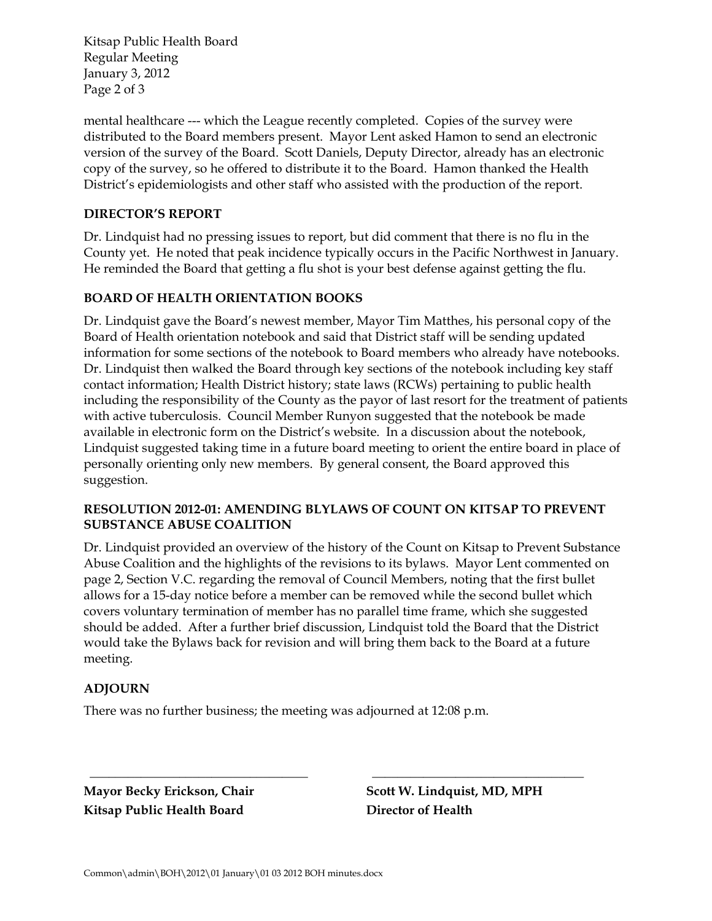mental healthcare --- which the League recently completed. Copies of the survey were distributed to the Board members present. Mayor Lent asked Hamon to send an electronic version of the survey of the Board. Scott Daniels, Deputy Director, already has an electronic copy of the survey, so he offered to distribute it to the Board. Hamon thanked the Health District's epidemiologists and other staff who assisted with the production of the report.

## DIRECTOR'S REPORT

Dr. Lindquist had no pressing issues to report, but did comment that there is no flu in the County yet. He noted that peak incidence typically occurs in the Pacific Northwest in January. He reminded the Board that getting a flu shot is your best defense against getting the flu.

## BOARD OF HEALTH ORIENTATION BOOKS

Dr. Lindquist gave the Board's newest member, Mayor Tim Matthes, his personal copy of the Board of Health orientation notebook and said that District staff will be sending updated information for some sections of the notebook to Board members who already have notebooks. Dr. Lindquist then walked the Board through key sections of the notebook including key staff contact information; Health District history; state laws (RCWs) pertaining to public health including the responsibility of the County as the payor of last resort for the treatment of patients with active tuberculosis. Council Member Runyon suggested that the notebook be made available in electronic form on the District's website. In a discussion about the notebook, Lindquist suggested taking time in a future board meeting to orient the entire board in place of personally orienting only new members. By general consent, the Board approved this suggestion.

## RESOLUTION 2012-01: AMENDING BLYLAWS OF COUNT ON KITSAP TO PREVENT SUBSTANCE ABUSE COALITION

Dr. Lindquist provided an overview of the history of the Count on Kitsap to Prevent Substance Abuse Coalition and the highlights of the revisions to its bylaws. Mayor Lent commented on page 2, Section V.C. regarding the removal of Council Members, noting that the first bullet allows for a 15-day notice before a member can be removed while the second bullet which covers voluntary termination of member has no parallel time frame, which she suggested should be added. After a further brief discussion, Lindquist told the Board that the District would take the Bylaws back for revision and will bring them back to the Board at a future meeting.

## ADJOURN

There was no further business; the meeting was adjourned at 12:08 p.m.

| ______________________________ | ______________________________ |
|---|---|
| **Mayor Becky Erickson, Chair** | **Scott W. Lindquist, MD, MPH** |
| **Kitsap Public Health Board** | **Director of Health** |

Common\admin\BOH\2012\01 January\01 03 2012 BOH minutes.docx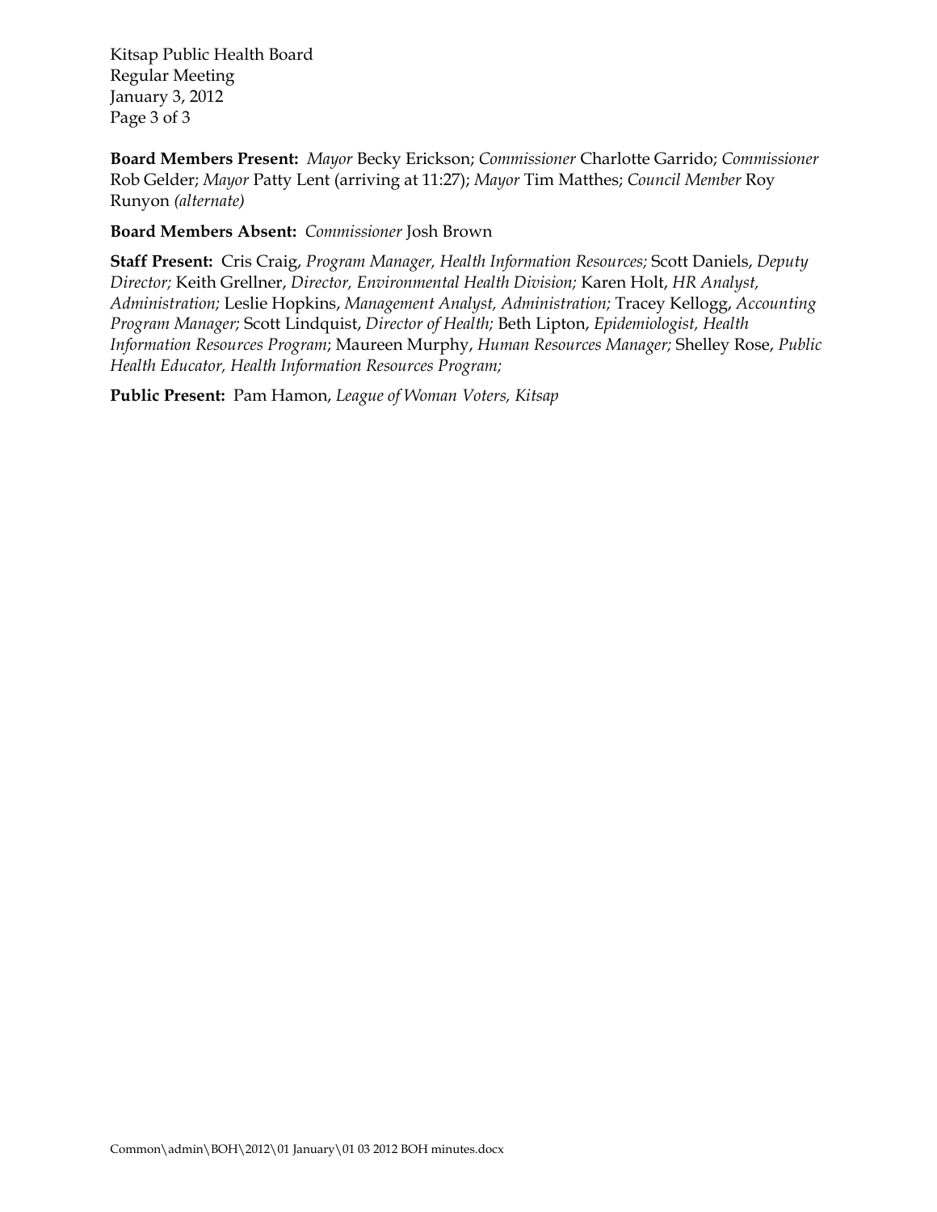**Board Members Present:** *Mayor* Becky Erickson; *Commissioner* Charlotte Garrido; *Commissioner* Rob Gelder; *Mayor* Patty Lent (arriving at 11:27); *Mayor* Tim Matthes; *Council Member* Roy Runyon *(alternate)*

**Board Members Absent:** *Commissioner* Josh Brown

**Staff Present:** Cris Craig, *Program Manager, Health Information Resources;* Scott Daniels, *Deputy Director;* Keith Grellner, *Director, Environmental Health Division;* Karen Holt, *HR Analyst, Administration;* Leslie Hopkins, *Management Analyst, Administration;* Tracey Kellogg, *Accounting Program Manager;* Scott Lindquist, *Director of Health;* Beth Lipton, *Epidemiologist, Health Information Resources Program*; Maureen Murphy, *Human Resources Manager;* Shelley Rose, *Public Health Educator, Health Information Resources Program;*

**Public Present:** Pam Hamon, *League of Woman Voters, Kitsap*

Common\admin\BOH\2012\01 January\01 03 2012 BOH minutes.docx